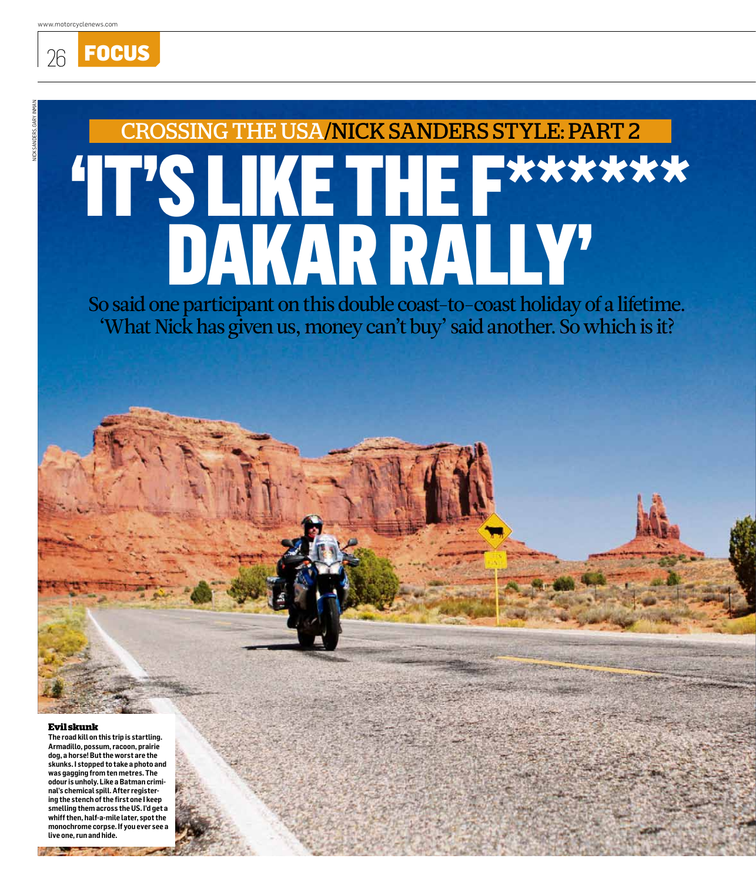NICK SANDERS, GARY INMAN

## CROSSING THE USA/NICK SANDERS STYLE: PART 2

# 'IT'S LIKE THE F****** DAKAR RALLY'

So said one participant on this double coast-to-coast holiday of a lifetime. 'What Nick has given us, money can't buy' said another. So which is it?

**Evil skunk**

**The road kill on this trip is startling. Armadillo, possum, racoon, prairie dog, a horse! But the worst are the skunks. I stopped to take a photo and was gagging from ten metres. The odour is unholy. Like a Batman criminal's chemical spill. After registering the stench of the first one I keep smelling them across the US. I'd get a whiff then, half-a-mile later, spot the monochrome corpse. If you ever see a live one, run and hide.**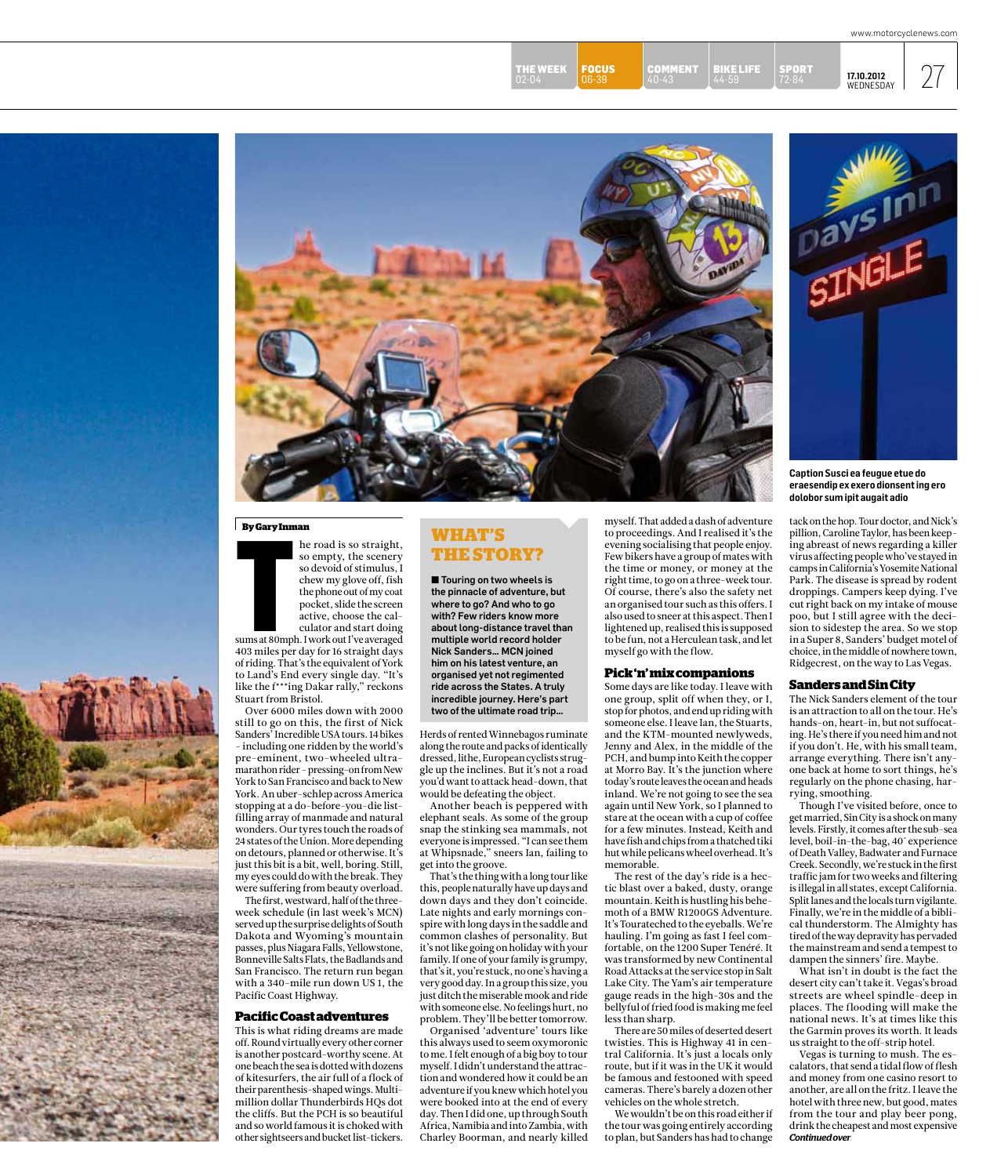Caption Susci ea feugue etue do eraesendip ex exero dionsent ing ero dolobor sum ipit augait adio

**By Gary Inman**

The road is so straight, so empty, the scenery so devoid of stimulus, I chew my glove off, fish the phone out of my coat pocket, slide the screen active, choose the calculator and start doing sums at 80mph. I work out I've averaged 403 miles per day for 16 straight days of riding. That's the equivalent of York to Land's End every single day. "It's like the f***ing Dakar rally," reckons Stuart from Bristol.

Over 6000 miles down with 2000 still to go on this, the first of Nick Sanders' Incredible USA tours. 14 bikes – including one ridden by the world's pre-eminent, two-wheeled ultra-marathon rider – pressing-on from New York to San Francisco and back to New York. An uber-schlep across America stopping at a do-before-you-die list-filling array of manmade and natural wonders. Our tyres touch the roads of 24 states of the Union. More depending on detours, planned or otherwise. It's just this bit is a bit, well, boring. Still, my eyes could do with the break. They were suffering from beauty overload.

The first, westward, half of the three-week schedule (in last week's MCN) served up the surprise delights of South Dakota and Wyoming's mountain passes, plus Niagara Falls, Yellowstone, Bonneville Salts Flats, the Badlands and San Francisco. The return run began with a 340-mile run down US 1, the Pacific Coast Highway.

## WHAT'S THE STORY?

■ Touring on two wheels is the pinnacle of adventure, but where to go? And who to go with? Few riders know more about long-distance travel than multiple world record holder Nick Sanders… MCN joined him on his latest venture, an organised yet not regimented ride across the States. A truly incredible journey. Here's part two of the ultimate road trip…

### Pacific Coast adventures

This is what riding dreams are made off. Round virtually every other corner is another postcard-worthy scene. At one beach the sea is dotted with dozens of kitesurfers, the air full of a flock of their parenthesis-shaped wings. Multi-million dollar Thunderbirds HQs dot the cliffs. But the PCH is so beautiful and so world famous it is choked with other sightseers and bucket list-tickers. Herds of rented Winnebagos ruminate along the route and packs of identically dressed, lithe, European cyclists struggle up the inclines. But it's not a road you'd want to attack head-down, that would be defeating the object.

Another beach is peppered with elephant seals. As some of the group snap the stinking sea mammals, not everyone is impressed. "I can see them at Whipsnade," sneers Ian, failing to get into the groove.

That's the thing with a long tour like this, people naturally have up days and down days and they don't coincide. Late nights and early mornings conspire with long days in the saddle and common clashes of personality. But it's not like going on holiday with your family. If one of your family is grumpy, that's it, you're stuck, no one's having a very good day. In a group this size, you just ditch the miserable mook and ride with someone else. No feelings hurt, no problem. They'll be better tomorrow.

Organised 'adventure' tours like this always used to seem oxymoronic to me. I felt enough of a big boy to tour myself. I didn't understand the attraction and wondered how it could be an adventure if you knew which hotel you were booked into at the end of every day. Then I did one, up through South Africa, Namibia and into Zambia, with Charley Boorman, and nearly killed myself. That added a dash of adventure to proceedings. And I realised it's the evening socialising that people enjoy. Few bikers have a group of mates with the time or money, or money at the right time, to go on a three-week tour. Of course, there's also the safety net an organised tour such as this offers. I also used to sneer at this aspect. Then I lightened up, realised this is supposed to be fun, not a Herculean task, and let myself go with the flow.

### Pick 'n' mix companions

Some days are like today. I leave with one group, split off when they, or I, stop for photos, and end up riding with someone else. I leave Ian, the Stuarts, and the KTM-mounted newlyweds, Jenny and Alex, in the middle of the PCH, and bump into Keith the copper at Morro Bay. It's the junction where today's route leaves the ocean and heads inland. We're not going to see the sea again until New York, so I planned to stare at the ocean with a cup of coffee for a few minutes. Instead, Keith and have fish and chips from a thatched tiki hut while pelicans wheel overhead. It's memorable.

The rest of the day's ride is a hectic blast over a baked, dusty, orange mountain. Keith is hustling his behemoth of a BMW R1200GS Adventure. It's Touratech to the eyeballs. We're hauling. I'm going as fast I feel comfortable, on the 1200 Super Teneré. It was transformed by new Continental Road Attacks at the service stop in Salt Lake City. The Yam's air temperature gauge reads in the high-30s and the bellyful of fried food is making me feel less than sharp.

There are 50 miles of deserted desert twisties. This is Highway 41 in central California. It's just a locals only route, but if it was in the UK it would be famous and festooned with speed cameras. There's barely a dozen other vehicles on the whole stretch.

We wouldn't be on this road either if the tour was going entirely according to plan, but Sanders has had to change tack on the hop. Tour doctor, and Nick's pillion, Caroline Taylor, has been keeping abreast of news regarding a killer virus affecting people who've stayed in camps in California's Yosemite National Park. The disease is spread by rodent droppings. Campers keep dying. I've cut right back on my intake of mouse poo, but I still agree with the decision to sidestep the area. So we stop in a Super 8, Sanders' budget motel of choice, in the middle of nowhere town, Ridgecrest, on the way to Las Vegas.

### Sanders and Sin City

The Nick Sanders element of the tour is an attraction to all on the tour. He's hands-on, heart-in, but not suffocating. He's there if you need him and not if you don't. He, with his small team, arrange everything. There isn't anyone back at home to sort things, he's regularly on the phone chasing, harrying, smoothing.

Though I've visited before, once to get married, Sin City is a shock on many levels. Firstly, it comes after the sub-sea level, boil-in-the-bag, 40° experience of Death Valley, Badwater and Furnace Creek. Secondly, we're stuck in the first traffic jam for two weeks and filtering is illegal in all states, except California. Split lanes and the locals turn vigilante. Finally, we're in the middle of a biblical thunderstorm. The Almighty has tired of the way depravity has pervaded the mainstream and send a tempest to dampen the sinners' fire. Maybe.

What isn't in doubt is the fact the desert city can't take it. Vegas's broad streets are wheel spindle-deep in places. The flooding will make the national news. It's at times like this the Garmin proves its worth. It leads us straight to the off-strip hotel.

Vegas is turning to mush. The escalators, that send a tidal flow of flesh and money from one casino resort to another, are all on the fritz. I leave the hotel with three new, but good, mates from the tour and play beer pong, drink the cheapest and most expensive

*Continued over*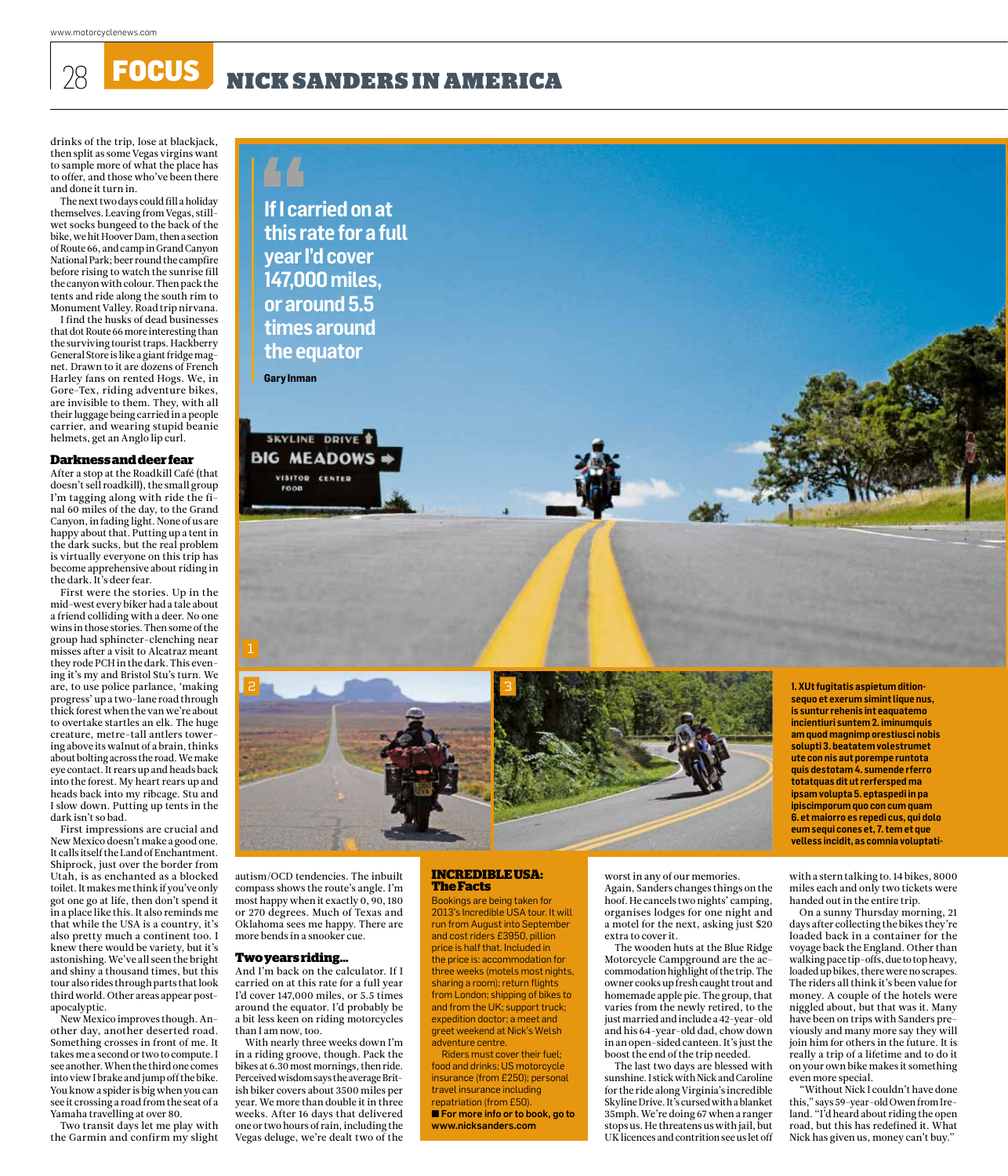drinks of the trip, lose at blackjack, then split as some Vegas virgins want to sample more of what the place has to offer, and those who've been there and done it turn in.

The next two days could fill a holiday themselves. Leaving from Vegas, still-wet socks bungeed to the back of the bike, we hit Hoover Dam, then a section of Route 66, and camp in Grand Canyon National Park; beer round the campfire before rising to watch the sunrise fill the canyon with colour. Then pack the tents and ride along the south rim to Monument Valley. Road trip nirvana.

I find the husks of dead businesses that dot Route 66 more interesting than the surviving tourist traps. Hackberry General Store is like a giant fridge magnet. Drawn to it are dozens of French Harley fans on rented Hogs. We, in Gore-Tex, riding adventure bikes, are invisible to them. They, with all their luggage being carried in a people carrier, and wearing stupid beanie helmets, get an Anglo lip curl.

## Darkness and deer fear

After a stop at the Roadkill Café (that doesn't sell roadkill), the small group I'm tagging along with ride the final 60 miles of the day, to the Grand Canyon, in fading light. None of us are happy about that. Putting up a tent in the dark sucks, but the real problem is virtually everyone on this trip has become apprehensive about riding in the dark. It's deer fear.

First were the stories. Up in the mid-west every biker had a tale about a friend colliding with a deer. No one wins in those stories. Then some of the group had sphincter-clenching near misses after a visit to Alcatraz meant they rode PCH in the dark. This evening it's my and Bristol Stu's turn. We are, to use police parlance, 'making progress' up a two-lane road through thick forest when the van we're about to overtake startles an elk. The huge creature, metre-tall antlers towering above its walnut of a brain, thinks about bolting across the road. We make eye contact. It rears up and heads back into the forest. My heart rears up and heads back into my ribcage. Stu and I slow down. Putting up tents in the dark isn't so bad.

First impressions are crucial and New Mexico doesn't make a good one. It calls itself the Land of Enchantment. Shiprock, just over the border from Utah, is as enchanted as a blocked toilet. It makes me think if you've only got one go at life, then don't spend it in a place like this. It also reminds me that while the USA is a country, it's also pretty much a continent too. I knew there would be variety, but it's astonishing. We've all seen the bright and shiny a thousand times, but this tour also rides through parts that look third world. Other areas appear post-apocalyptic.

New Mexico improves though. Another day, another deserted road. Something crosses in front of me. It takes me a second or two to compute. I see another. When the third one comes into view I brake and jump off the bike. You know a spider is big when you can see it crossing a road from the seat of a Yamaha travelling at over 80.

Two transit days let me play with the Garmin and confirm my slight autism/OCD tendencies. The inbuilt compass shows the route's angle. I'm most happy when it exactly 0, 90, 180 or 270 degrees. Much of Texas and Oklahoma sees me happy. There are more bends in a snooker cue.

> If I carried on at this rate for a full year I'd cover 147,000 miles, or around 5.5 times around the equator
>
> **Gary Inman**

1. XUt fugitatis aspietum ditionsequo et exerum simint lique nus, is suntur rehenis int eaquatemo incientiuri suntem 2. iminumquis am quod magnimp orestiusci nobis solupti 3. beatatem volestrumet ute con nis aut porempe runtota quis destotam 4. sumende rferro totatquas dit ut rerfersped ma ipsam volupta 5. eptaspedi in pa ipiscimporum quo con cum quam 6. et maiorro es repedi cus, qui dolo eum sequi cones et, 7. tem et que velless incidit, as comnia voluptati-

## Two years riding...

And I'm back on the calculator. If I carried on at this rate for a full year I'd cover 147,000 miles, or 5.5 times around the equator. I'd probably be a bit less keen on riding motorcycles than I am now, too.

With nearly three weeks down I'm in a riding groove, though. Pack the bikes at 6.30 most mornings, then ride. Perceived wisdom says the average British biker covers about 3500 miles per year. We more than double it in three weeks. After 16 days that delivered one or two hours of rain, including the Vegas deluge, we're dealt two of the worst in any of our memories.

Again, Sanders changes things on the hoof. He cancels two nights' camping, organises lodges for one night and a motel for the next, asking just $20 extra to cover it.

The wooden huts at the Blue Ridge Motorcycle Campground are the accommodation highlight of the trip. The owner cooks up fresh caught trout and homemade apple pie. The group, that varies from the newly retired, to the just married and include a 42-year-old and his 64-year-old dad, chow down in an open-sided canteen. It's just the boost the end of the trip needed.

The last two days are blessed with sunshine. I stick with Nick and Caroline for the ride along Virginia's incredible Skyline Drive. It's cursed with a blanket 35mph. We're doing 67 when a ranger stops us. He threatens us with jail, but UK licences and contrition see us let off with a stern talking to. 14 bikes, 8000 miles each and only two tickets were handed out in the entire trip.

On a sunny Thursday morning, 21 days after collecting the bikes they're loaded back in a container for the voyage back the England. Other than walking pace tip-offs, due to top heavy, loaded up bikes, there were no scrapes. The riders all think it's been value for money. A couple of the hotels were niggled about, but that was it. Many have been on trips with Sanders previously and many more say they will join him for others in the future. It is really a trip of a lifetime and to do it on your own bike makes it something even more special.

"Without Nick I couldn't have done this," says 59-year-old Owen from Ireland. "I'd heard about riding the open road, but this has redefined it. What Nick has given us, money can't buy."

## INCREDIBLE USA: The Facts

Bookings are being taken for 2013's Incredible USA tour. It will run from August into September and cost riders £3950, pillion price is half that. Included in the price is: accommodation for three weeks (motels most nights, sharing a room); return flights from London; shipping of bikes to and from the UK; support truck; expedition doctor; a meet and greet weekend at Nick's Welsh adventure centre.

Riders must cover their fuel; food and drinks; US motorcycle insurance (from £250); personal travel insurance including repatriation (from £50).

**■ For more info or to book, go to www.nicksanders.com**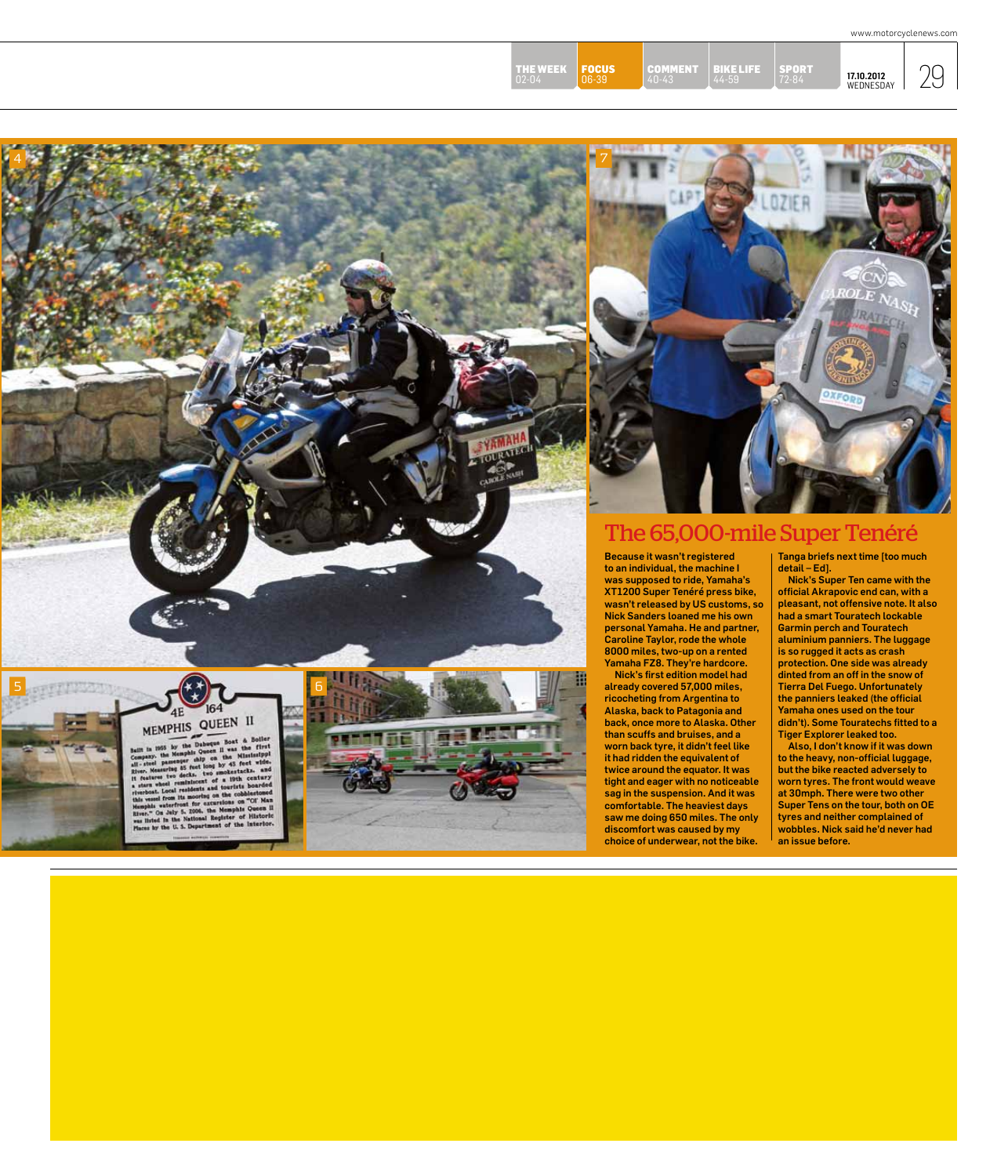## The 65,000-mile Super Ténéré

Because it wasn't registered to an individual, the machine I was supposed to ride, Yamaha's XT1200 Super Ténéré press bike, wasn't released by US customs, so Nick Sanders loaned me his own personal Yamaha. He and partner, Caroline Taylor, rode the whole 8000 miles, two-up on a rented Yamaha FZ8. They're hardcore.

Nick's first edition model had already covered 57,000 miles, ricocheting from Argentina to Alaska, back to Patagonia and back, once more to Alaska. Other than scuffs and bruises, and a worn back tyre, it didn't feel like it had ridden the equivalent of twice around the equator. It was tight and eager with no noticeable sag in the suspension. And it was comfortable. The heaviest days saw me doing 650 miles. The only discomfort was caused by my choice of underwear, not the bike. Tanga briefs next time [too much detail – Ed].

Nick's Super Ten came with the official Akrapovic end can, with a pleasant, not offensive note. It also had a smart Touratech lockable Garmin perch and Touratech aluminium panniers. The luggage is so rugged it acts as crash protection. One side was already dinted from an off in the snow of Tierra Del Fuego. Unfortunately the panniers leaked (the official Yamaha ones used on the tour didn't). Some Touratechs fitted to a Tiger Explorer leaked too.

Also, I don't know if it was down to the heavy, non-official luggage, but the bike reacted adversely to worn tyres. The front would weave at 30mph. There were two other Super Tens on the tour, both on OE tyres and neither complained of wobbles. Nick said he'd never had an issue before.